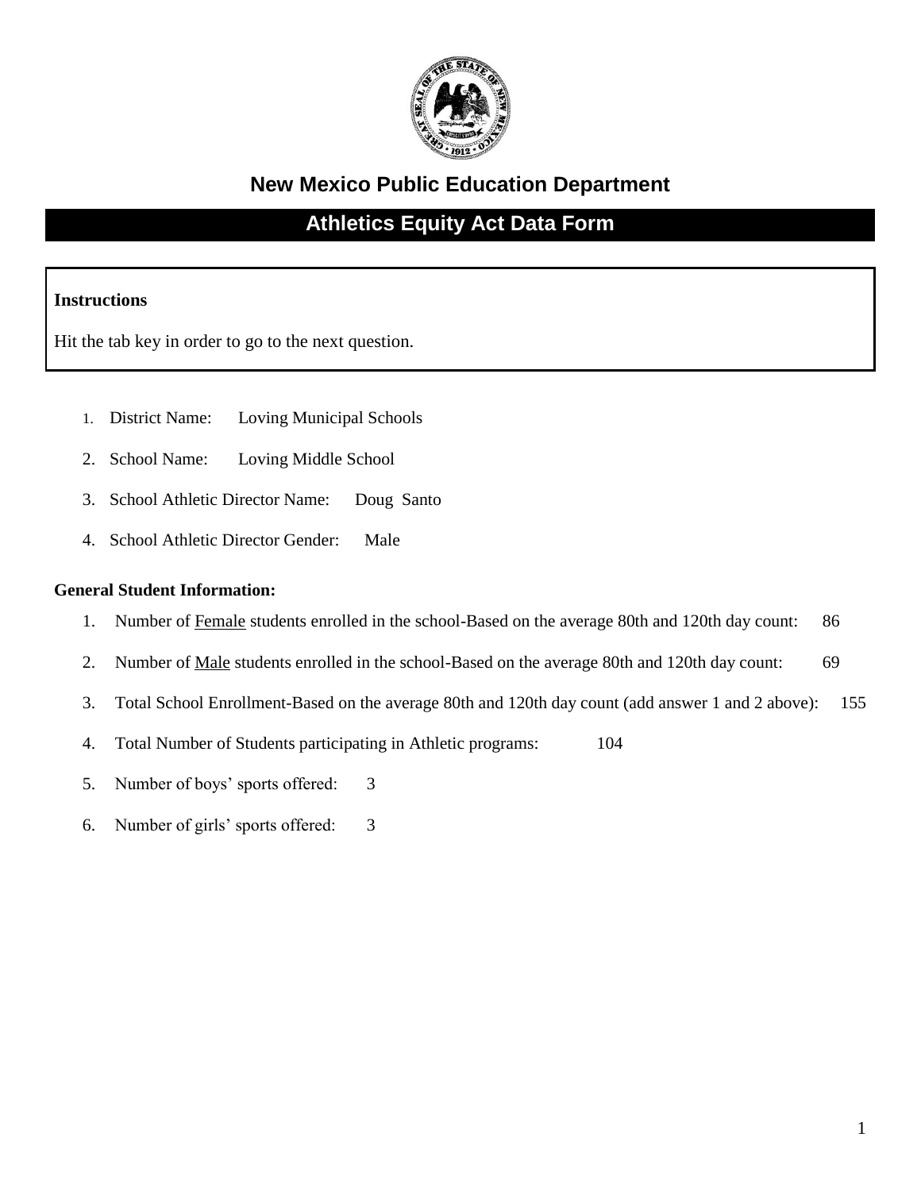# New Mexico Public Education Department

## Athletics Equity Act Data Form

**Instructions**

Hit the tab key in order to go to the next question.

1. District Name: Loving Municipal Schools
2. School Name: Loving Middle School
3. School Athletic Director Name: Doug Santo
4. School Athletic Director Gender: Male

**General Student Information:**

1. Number of <u>Female</u> students enrolled in the school-Based on the average 80th and 120th day count: 86
2. Number of <u>Male</u> students enrolled in the school-Based on the average 80th and 120th day count: 69
3. Total School Enrollment-Based on the average 80th and 120th day count (add answer 1 and 2 above): 155
4. Total Number of Students participating in Athletic programs: 104
5. Number of boys' sports offered: 3
6. Number of girls' sports offered: 3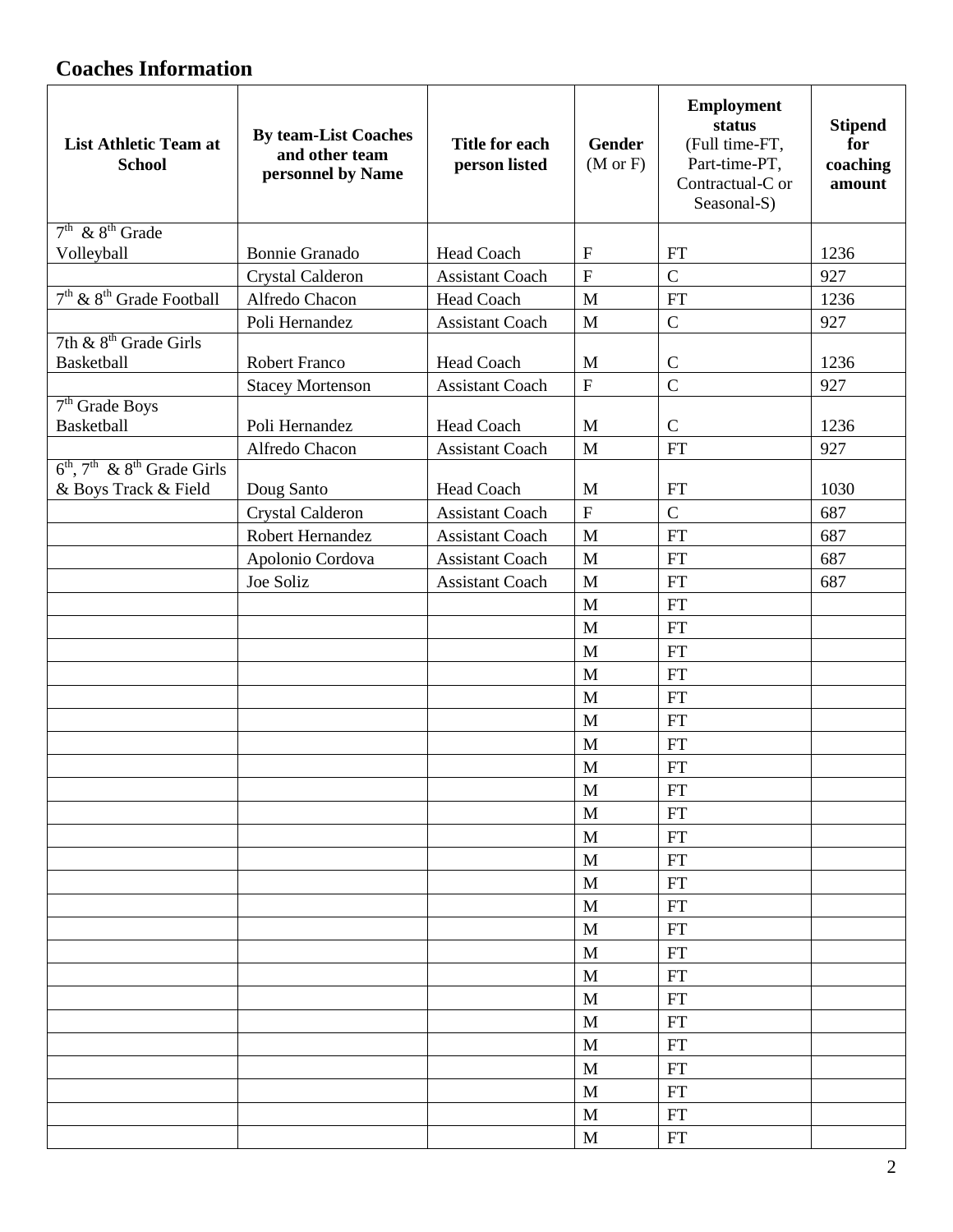## Coaches Information

| List Athletic Team at School | By team-List Coaches and other team personnel by Name | Title for each person listed | Gender (M or F) | Employment status (Full time-FT, Part-time-PT, Contractual-C or Seasonal-S) | Stipend for coaching amount |
|---|---|---|---|---|---|
| 7th & 8th Grade Volleyball | Bonnie Granado | Head Coach | F | FT | 1236 |
| | Crystal Calderon | Assistant Coach | F | C | 927 |
| 7th & 8th Grade Football | Alfredo Chacon | Head Coach | M | FT | 1236 |
| | Poli Hernandez | Assistant Coach | M | C | 927 |
| 7th & 8th Grade Girls Basketball | Robert Franco | Head Coach | M | C | 1236 |
| | Stacey Mortenson | Assistant Coach | F | C | 927 |
| 7th Grade Boys Basketball | Poli Hernandez | Head Coach | M | C | 1236 |
| | Alfredo Chacon | Assistant Coach | M | FT | 927 |
| 6th, 7th & 8th Grade Girls & Boys Track & Field | Doug Santo | Head Coach | M | FT | 1030 |
| | Crystal Calderon | Assistant Coach | F | C | 687 |
| | Robert Hernandez | Assistant Coach | M | FT | 687 |
| | Apolonio Cordova | Assistant Coach | M | FT | 687 |
| | Joe Soliz | Assistant Coach | M | FT | 687 |
| | | | M | FT | |
| | | | M | FT | |
| | | | M | FT | |
| | | | M | FT | |
| | | | M | FT | |
| | | | M | FT | |
| | | | M | FT | |
| | | | M | FT | |
| | | | M | FT | |
| | | | M | FT | |
| | | | M | FT | |
| | | | M | FT | |
| | | | M | FT | |
| | | | M | FT | |
| | | | M | FT | |
| | | | M | FT | |
| | | | M | FT | |
| | | | M | FT | |
| | | | M | FT | |
| | | | M | FT | |
| | | | M | FT | |
| | | | M | FT | |
| | | | M | FT | |
| | | | M | FT | |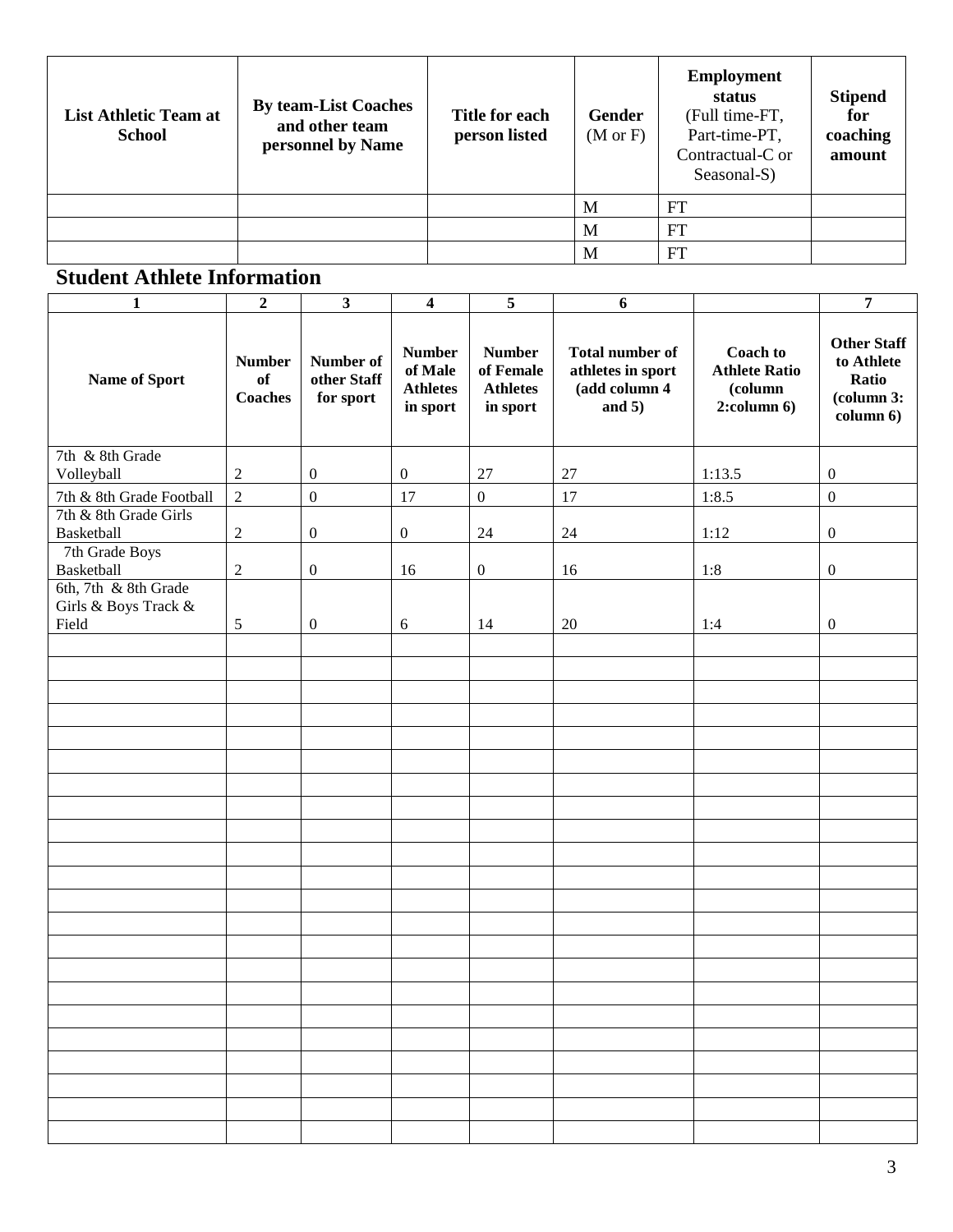| List Athletic Team at School | By team-List Coaches and other team personnel by Name | Title for each person listed | Gender (M or F) | Employment status (Full time-FT, Part-time-PT, Contractual-C or Seasonal-S) | Stipend for coaching amount |
|---|---|---|---|---|---|
| | | | M | FT | |
| | | | M | FT | |
| | | | M | FT | |

## Student Athlete Information

| 1 | 2 | 3 | 4 | 5 | 6 | | 7 |
|---|---|---|---|---|---|---|---|
| **Name of Sport** | **Number of Coaches** | **Number of other Staff for sport** | **Number of Male Athletes in sport** | **Number of Female Athletes in sport** | **Total number of athletes in sport (add column 4 and 5)** | **Coach to Athlete Ratio (column 2:column 6)** | **Other Staff to Athlete Ratio (column 3: column 6)** |
| 7th & 8th Grade Volleyball | 2 | 0 | 0 | 27 | 27 | 1:13.5 | 0 |
| 7th & 8th Grade Football | 2 | 0 | 17 | 0 | 17 | 1:8.5 | 0 |
| 7th & 8th Grade Girls Basketball | 2 | 0 | 0 | 24 | 24 | 1:12 | 0 |
| 7th Grade Boys Basketball | 2 | 0 | 16 | 0 | 16 | 1:8 | 0 |
| 6th, 7th & 8th Grade Girls & Boys Track & Field | 5 | 0 | 6 | 14 | 20 | 1:4 | 0 |
| | | | | | | | |
| | | | | | | | |
| | | | | | | | |
| | | | | | | | |
| | | | | | | | |
| | | | | | | | |
| | | | | | | | |
| | | | | | | | |
| | | | | | | | |
| | | | | | | | |
| | | | | | | | |
| | | | | | | | |
| | | | | | | | |
| | | | | | | | |
| | | | | | | | |
| | | | | | | | |
| | | | | | | | |
| | | | | | | | |
| | | | | | | | |
| | | | | | | | |
| | | | | | | | |
| | | | | | | | |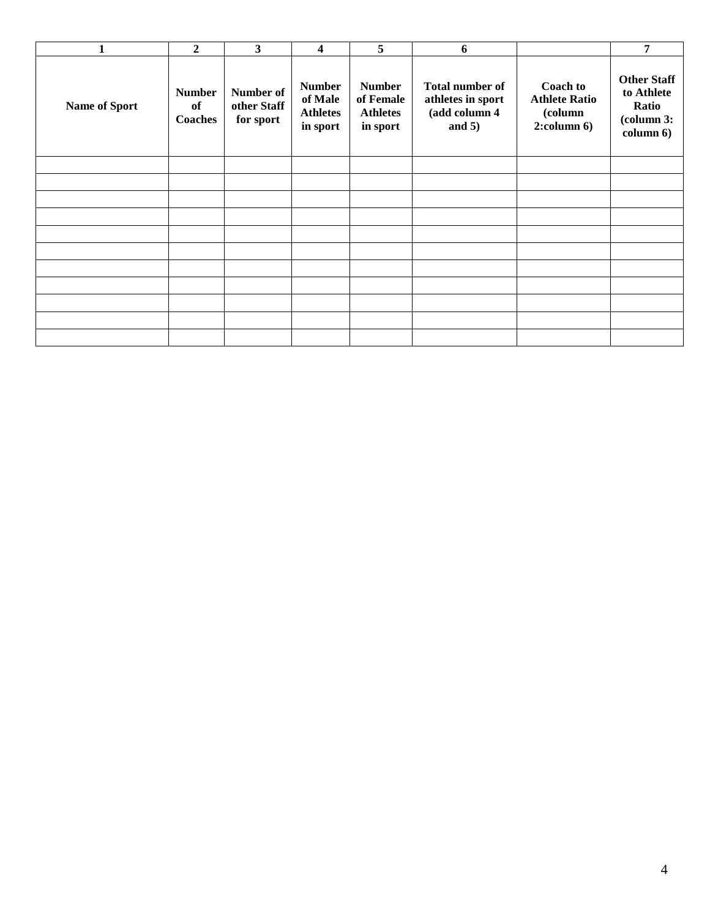| 1 | 2 | 3 | 4 | 5 | 6 | | 7 |
|---|---|---|---|---|---|---|---|
| **Name of Sport** | **Number of Coaches** | **Number of other Staff for sport** | **Number of Male Athletes in sport** | **Number of Female Athletes in sport** | **Total number of athletes in sport (add column 4 and 5)** | **Coach to Athlete Ratio (column 2:column 6)** | **Other Staff to Athlete Ratio (column 3: column 6)** |
| | | | | | | | |
| | | | | | | | |
| | | | | | | | |
| | | | | | | | |
| | | | | | | | |
| | | | | | | | |
| | | | | | | | |
| | | | | | | | |
| | | | | | | | |
| | | | | | | | |
| | | | | | | | |